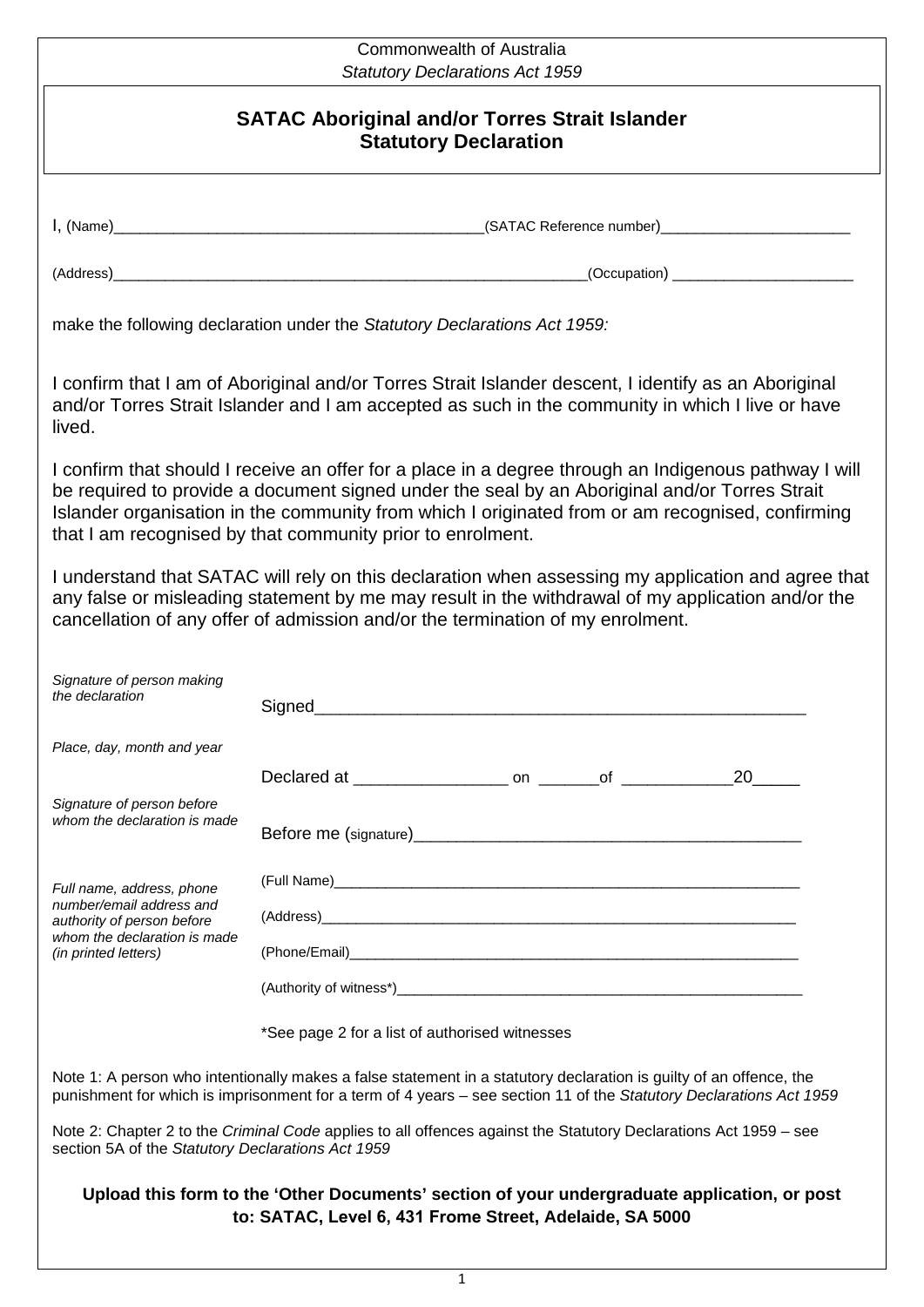Commonwealth of Australia
*Statutory Declarations Act 1959*

# SATAC Aboriginal and/or Torres Strait Islander Statutory Declaration

I, (Name)\_\_\_\_\_\_\_\_\_\_\_\_\_\_\_\_\_\_\_\_\_\_\_\_\_\_\_\_\_\_\_\_\_\_\_\_\_\_\_\_\_\_\_\_\_(SATAC Reference number)\_\_\_\_\_\_\_\_\_\_\_\_\_\_\_\_\_\_\_\_\_\_\_

(Address)\_\_\_\_\_\_\_\_\_\_\_\_\_\_\_\_\_\_\_\_\_\_\_\_\_\_\_\_\_\_\_\_\_\_\_\_\_\_\_\_\_\_\_\_\_\_\_\_\_\_\_\_\_\_\_\_\_\_\_\_(Occupation) \_\_\_\_\_\_\_\_\_\_\_\_\_\_\_\_\_\_\_\_\_\_

make the following declaration under the *Statutory Declarations Act 1959:*

I confirm that I am of Aboriginal and/or Torres Strait Islander descent, I identify as an Aboriginal and/or Torres Strait Islander and I am accepted as such in the community in which I live or have lived.

I confirm that should I receive an offer for a place in a degree through an Indigenous pathway I will be required to provide a document signed under the seal by an Aboriginal and/or Torres Strait Islander organisation in the community from which I originated from or am recognised, confirming that I am recognised by that community prior to enrolment.

I understand that SATAC will rely on this declaration when assessing my application and agree that any false or misleading statement by me may result in the withdrawal of my application and/or the cancellation of any offer of admission and/or the termination of my enrolment.

| | |
|---|---|
| *Signature of person making the declaration* | Signed\_\_\_\_\_\_\_\_\_\_\_\_\_\_\_\_\_\_\_\_\_\_\_\_\_\_\_\_\_\_\_\_\_\_\_\_\_\_\_\_\_\_\_\_\_\_\_\_\_\_\_\_\_ |
| *Place, day, month and year* | Declared at \_\_\_\_\_\_\_\_\_\_\_\_\_\_\_\_\_ on \_\_\_\_\_\_\_of \_\_\_\_\_\_\_\_\_\_\_\_20\_\_\_\_\_ |
| *Signature of person before whom the declaration is made* | Before me (signature)\_\_\_\_\_\_\_\_\_\_\_\_\_\_\_\_\_\_\_\_\_\_\_\_\_\_\_\_\_\_\_\_\_\_\_\_\_\_\_\_\_\_\_\_ |
| *Full name, address, phone number/email address and authority of person before whom the declaration is made (in printed letters)* | (Full Name)\_\_\_\_\_\_\_\_\_\_\_\_\_\_\_\_\_\_\_\_\_\_\_\_\_\_\_\_\_\_\_\_\_\_\_\_\_\_\_\_\_\_\_\_\_\_\_\_\_\_\_\_\_\_\_\_\_\_\_<br>(Address)\_\_\_\_\_\_\_\_\_\_\_\_\_\_\_\_\_\_\_\_\_\_\_\_\_\_\_\_\_\_\_\_\_\_\_\_\_\_\_\_\_\_\_\_\_\_\_\_\_\_\_\_\_\_\_\_\_\_\_\_\_\_<br>(Phone/Email)\_\_\_\_\_\_\_\_\_\_\_\_\_\_\_\_\_\_\_\_\_\_\_\_\_\_\_\_\_\_\_\_\_\_\_\_\_\_\_\_\_\_\_\_\_\_\_\_\_\_\_\_\_\_\_\_\_\_<br>(Authority of witness*)\_\_\_\_\_\_\_\_\_\_\_\_\_\_\_\_\_\_\_\_\_\_\_\_\_\_\_\_\_\_\_\_\_\_\_\_\_\_\_\_\_\_\_\_\_\_\_\_\_\_ |

*See page 2 for a list of authorised witnesses

Note 1: A person who intentionally makes a false statement in a statutory declaration is guilty of an offence, the punishment for which is imprisonment for a term of 4 years – see section 11 of the *Statutory Declarations Act 1959*

Note 2: Chapter 2 to the *Criminal Code* applies to all offences against the Statutory Declarations Act 1959 – see section 5A of the *Statutory Declarations Act 1959*

**Upload this form to the 'Other Documents' section of your undergraduate application, or post to: SATAC, Level 6, 431 Frome Street, Adelaide, SA 5000**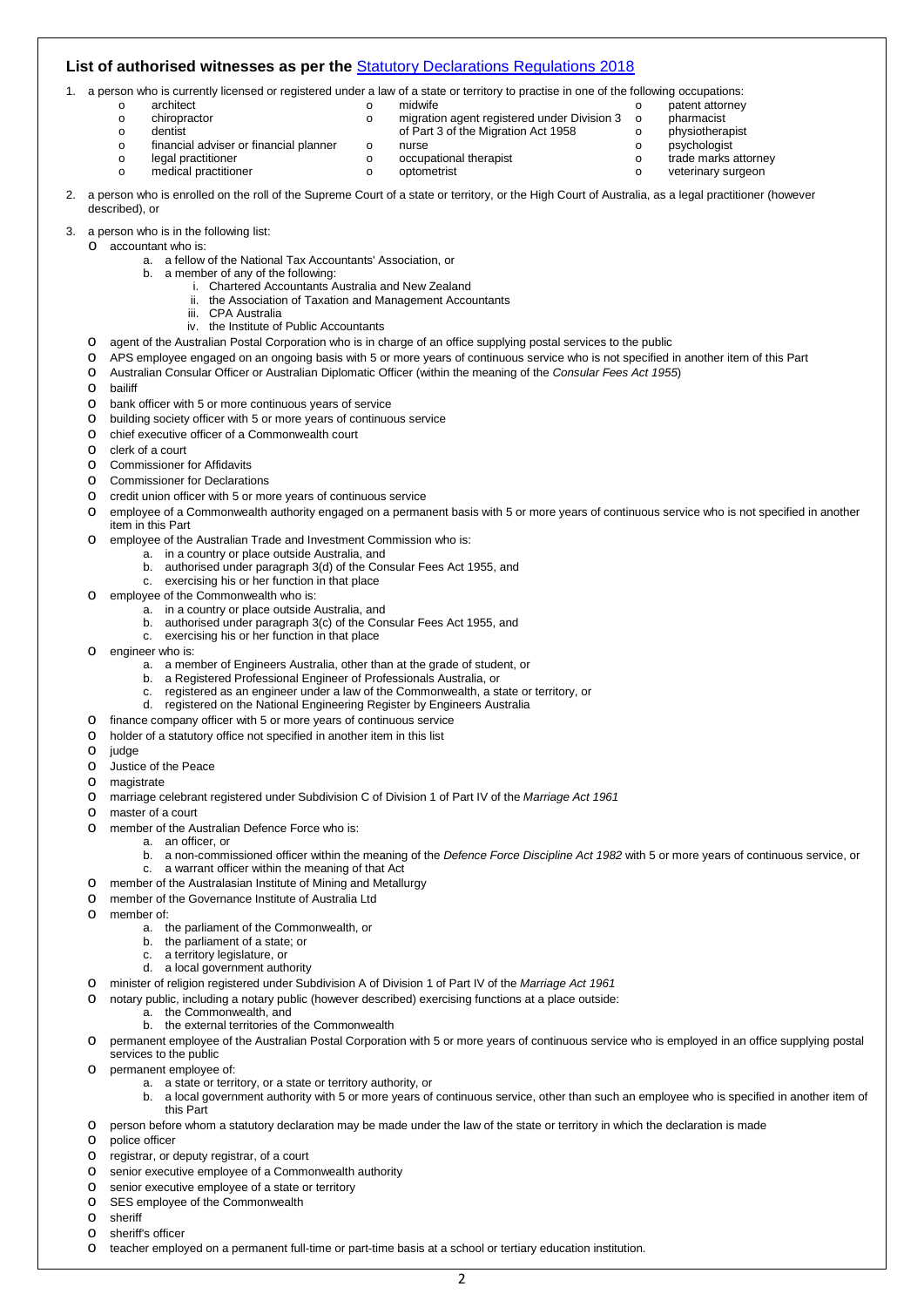## List of authorised witnesses as per the Statutory Declarations Regulations 2018

1. a person who is currently licensed or registered under a law of a state or territory to practise in one of the following occupations:
   - architect
   - chiropractor
   - dentist
   - financial adviser or financial planner
   - legal practitioner
   - medical practitioner
   - midwife
   - migration agent registered under Division 3 of Part 3 of the Migration Act 1958
   - nurse
   - occupational therapist
   - optometrist
   - patent attorney
   - pharmacist
   - physiotherapist
   - psychologist
   - trade marks attorney
   - veterinary surgeon

2. a person who is enrolled on the roll of the Supreme Court of a state or territory, or the High Court of Australia, as a legal practitioner (however described), or

3. a person who is in the following list:
   - accountant who is:
     a. a fellow of the National Tax Accountants' Association, or
     b. a member of any of the following:
        i. Chartered Accountants Australia and New Zealand
        ii. the Association of Taxation and Management Accountants
        iii. CPA Australia
        iv. the Institute of Public Accountants
   - agent of the Australian Postal Corporation who is in charge of an office supplying postal services to the public
   - APS employee engaged on an ongoing basis with 5 or more years of continuous service who is not specified in another item of this Part
   - Australian Consular Officer or Australian Diplomatic Officer (within the meaning of the *Consular Fees Act 1955*)
   - bailiff
   - bank officer with 5 or more continuous years of service
   - building society officer with 5 or more years of continuous service
   - chief executive officer of a Commonwealth court
   - clerk of a court
   - Commissioner for Affidavits
   - Commissioner for Declarations
   - credit union officer with 5 or more years of continuous service
   - employee of a Commonwealth authority engaged on a permanent basis with 5 or more years of continuous service who is not specified in another item in this Part
   - employee of the Australian Trade and Investment Commission who is:
     a. in a country or place outside Australia, and
     b. authorised under paragraph 3(d) of the Consular Fees Act 1955, and
     c. exercising his or her function in that place
   - employee of the Commonwealth who is:
     a. in a country or place outside Australia, and
     b. authorised under paragraph 3(c) of the Consular Fees Act 1955, and
     c. exercising his or her function in that place
   - engineer who is:
     a. a member of Engineers Australia, other than at the grade of student, or
     b. a Registered Professional Engineer of Professionals Australia, or
     c. registered as an engineer under a law of the Commonwealth, a state or territory, or
     d. registered on the National Engineering Register by Engineers Australia
   - finance company officer with 5 or more years of continuous service
   - holder of a statutory office not specified in another item in this list
   - judge
   - Justice of the Peace
   - magistrate
   - marriage celebrant registered under Subdivision C of Division 1 of Part IV of the *Marriage Act 1961*
   - master of a court
   - member of the Australian Defence Force who is:
     a. an officer, or
     b. a non-commissioned officer within the meaning of the *Defence Force Discipline Act 1982* with 5 or more years of continuous service, or
     c. a warrant officer within the meaning of that Act
   - member of the Australasian Institute of Mining and Metallurgy
   - member of the Governance Institute of Australia Ltd
   - member of:
     a. the parliament of the Commonwealth, or
     b. the parliament of a state; or
     c. a territory legislature, or
     d. a local government authority
   - minister of religion registered under Subdivision A of Division 1 of Part IV of the *Marriage Act 1961*
   - notary public, including a notary public (however described) exercising functions at a place outside:
     a. the Commonwealth, and
     b. the external territories of the Commonwealth
   - permanent employee of the Australian Postal Corporation with 5 or more years of continuous service who is employed in an office supplying postal services to the public
   - permanent employee of:
     a. a state or territory, or a state or territory authority, or
     b. a local government authority with 5 or more years of continuous service, other than such an employee who is specified in another item of this Part
   - person before whom a statutory declaration may be made under the law of the state or territory in which the declaration is made
   - police officer
   - registrar, or deputy registrar, of a court
   - senior executive employee of a Commonwealth authority
   - senior executive employee of a state or territory
   - SES employee of the Commonwealth
   - sheriff
   - sheriff's officer
   - teacher employed on a permanent full-time or part-time basis at a school or tertiary education institution.